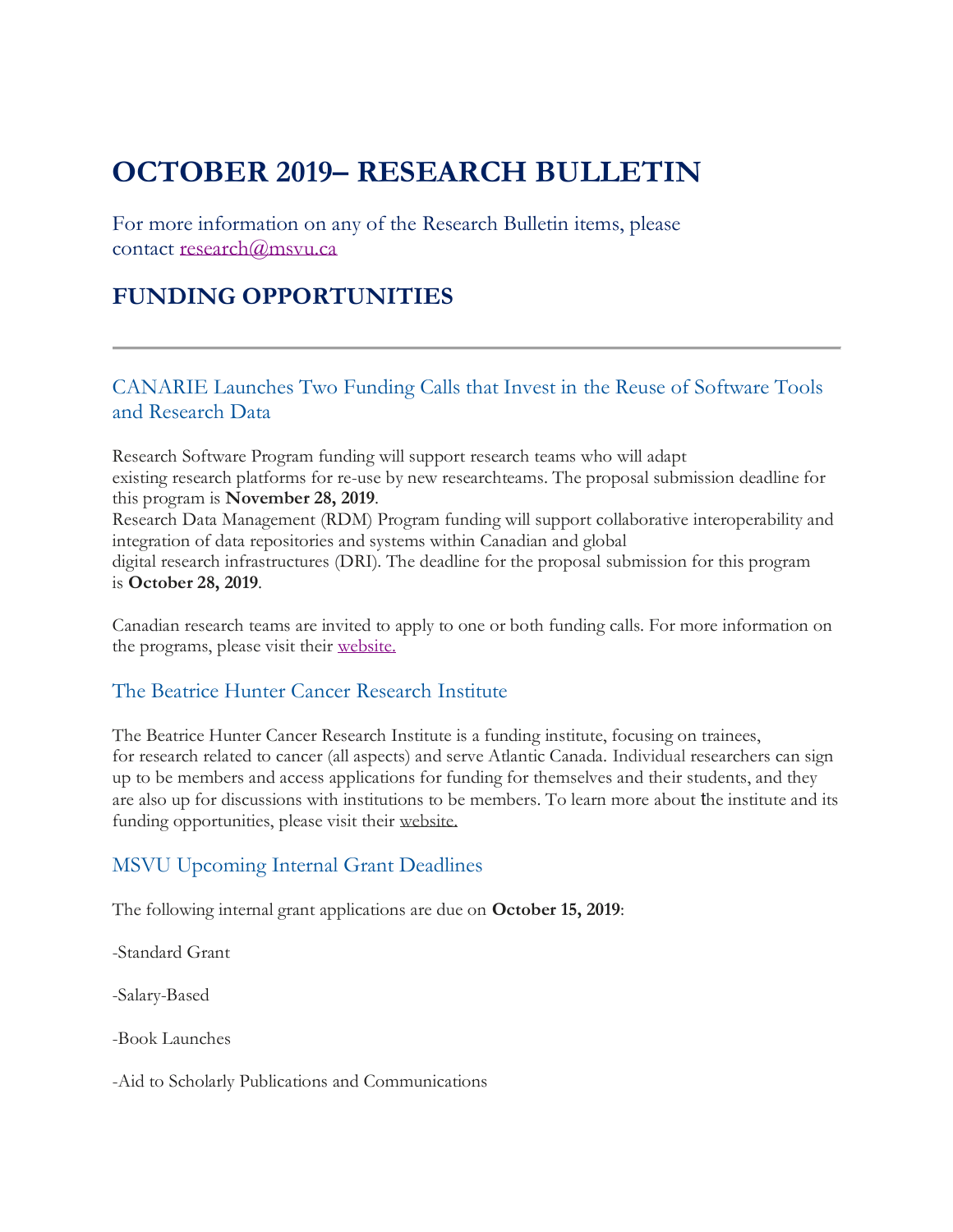# OCTOBER 2019– RESEARCH BULLETIN

For more information on any of the Research Bulletin items, please contact research@msvu.ca

## FUNDING OPPORTUNITIES

---

### CANARIE Launches Two Funding Calls that Invest in the Reuse of Software Tools and Research Data

Research Software Program funding will support research teams who will adapt existing research platforms for re-use by new researchteams. The proposal submission deadline for this program is **November 28, 2019**.
Research Data Management (RDM) Program funding will support collaborative interoperability and integration of data repositories and systems within Canadian and global digital research infrastructures (DRI). The deadline for the proposal submission for this program is **October 28, 2019**.

Canadian research teams are invited to apply to one or both funding calls. For more information on the programs, please visit their website.

### The Beatrice Hunter Cancer Research Institute

The Beatrice Hunter Cancer Research Institute is a funding institute, focusing on trainees, for research related to cancer (all aspects) and serve Atlantic Canada. Individual researchers can sign up to be members and access applications for funding for themselves and their students, and they are also up for discussions with institutions to be members. To learn more about the institute and its funding opportunities, please visit their website.

### MSVU Upcoming Internal Grant Deadlines

The following internal grant applications are due on **October 15, 2019**:

-Standard Grant

-Salary-Based

-Book Launches

-Aid to Scholarly Publications and Communications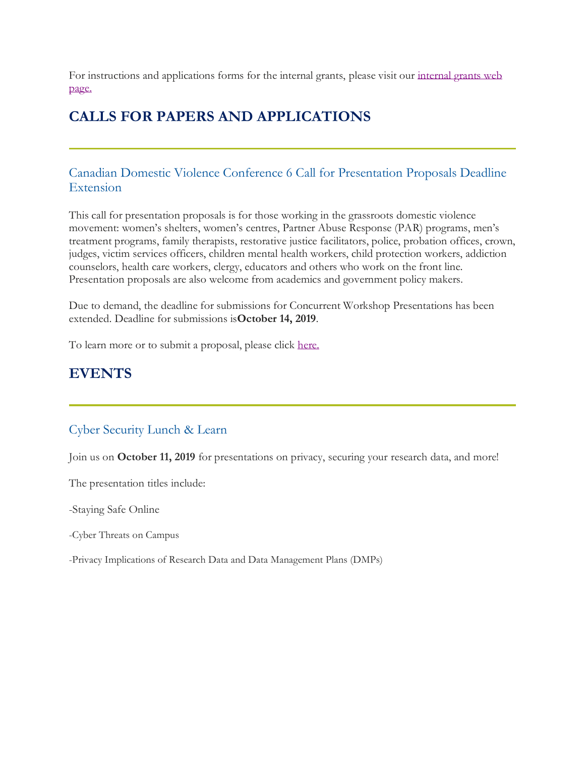For instructions and applications forms for the internal grants, please visit our [internal grants web page.]()

## CALLS FOR PAPERS AND APPLICATIONS

---

### Canadian Domestic Violence Conference 6 Call for Presentation Proposals Deadline Extension

This call for presentation proposals is for those working in the grassroots domestic violence movement: women's shelters, women's centres, Partner Abuse Response (PAR) programs, men's treatment programs, family therapists, restorative justice facilitators, police, probation offices, crown, judges, victim services officers, children mental health workers, child protection workers, addiction counselors, health care workers, clergy, educators and others who work on the front line. Presentation proposals are also welcome from academics and government policy makers.

Due to demand, the deadline for submissions for Concurrent Workshop Presentations has been extended. Deadline for submissions is**October 14, 2019**.

To learn more or to submit a proposal, please click [here.]()

## EVENTS

---

### Cyber Security Lunch & Learn

Join us on **October 11, 2019** for presentations on privacy, securing your research data, and more!

The presentation titles include:

-Staying Safe Online

-Cyber Threats on Campus

-Privacy Implications of Research Data and Data Management Plans (DMPs)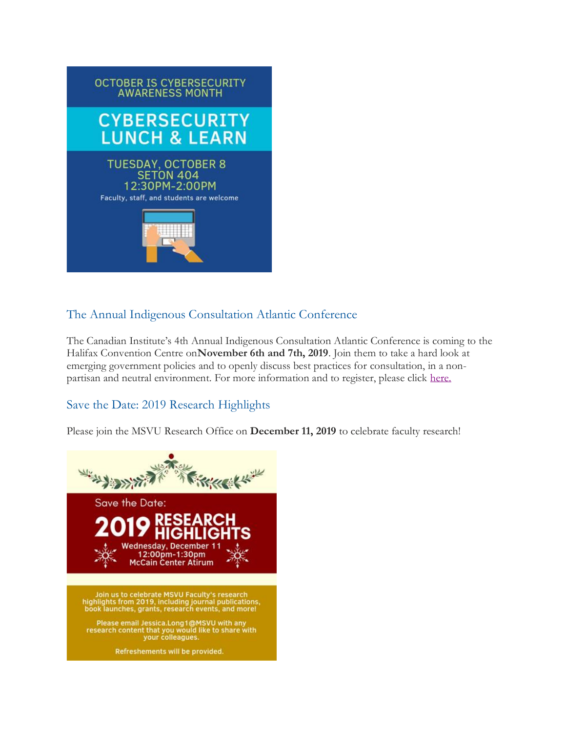OCTOBER IS CYBERSECURITY AWARENESS MONTH

**CYBERSECURITY LUNCH & LEARN**

TUESDAY, OCTOBER 8
SETON 404
12:30PM-2:00PM

Faculty, staff, and students are welcome

## The Annual Indigenous Consultation Atlantic Conference

The Canadian Institute's 4th Annual Indigenous Consultation Atlantic Conference is coming to the Halifax Convention Centre on**November 6th and 7th, 2019**. Join them to take a hard look at emerging government policies and to openly discuss best practices for consultation, in a non-partisan and neutral environment. For more information and to register, please click here.

## Save the Date: 2019 Research Highlights

Please join the MSVU Research Office on **December 11, 2019** to celebrate faculty research!

Save the Date:

**2019 RESEARCH HIGHLIGHTS**

Wednesday, December 11
12:00pm-1:30pm
McCain Center Atirum

Join us to celebrate MSVU Faculty's research highlights from 2019, including journal publications, book launches, grants, research events, and more!

Please email Jessica.Long1@MSVU with any research content that you would like to share with your colleagues.

Refreshements will be provided.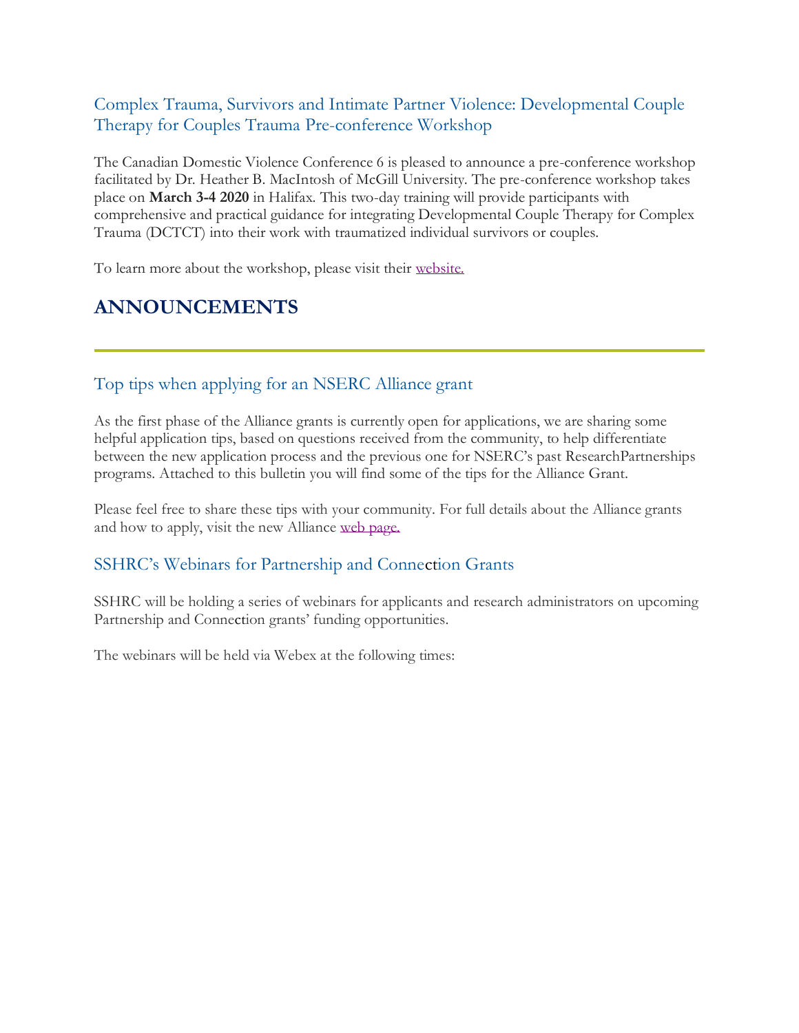## Complex Trauma, Survivors and Intimate Partner Violence: Developmental Couple Therapy for Couples Trauma Pre-conference Workshop

The Canadian Domestic Violence Conference 6 is pleased to announce a pre-conference workshop facilitated by Dr. Heather B. MacIntosh of McGill University. The pre-conference workshop takes place on **March 3-4 2020** in Halifax. This two-day training will provide participants with comprehensive and practical guidance for integrating Developmental Couple Therapy for Complex Trauma (DCTCT) into their work with traumatized individual survivors or couples.

To learn more about the workshop, please visit their website.

# ANNOUNCEMENTS

---

## Top tips when applying for an NSERC Alliance grant

As the first phase of the Alliance grants is currently open for applications, we are sharing some helpful application tips, based on questions received from the community, to help differentiate between the new application process and the previous one for NSERC's past ResearchPartnerships programs. Attached to this bulletin you will find some of the tips for the Alliance Grant.

Please feel free to share these tips with your community. For full details about the Alliance grants and how to apply, visit the new Alliance web page.

## SSHRC's Webinars for Partnership and Connection Grants

SSHRC will be holding a series of webinars for applicants and research administrators on upcoming Partnership and Connection grants' funding opportunities.

The webinars will be held via Webex at the following times: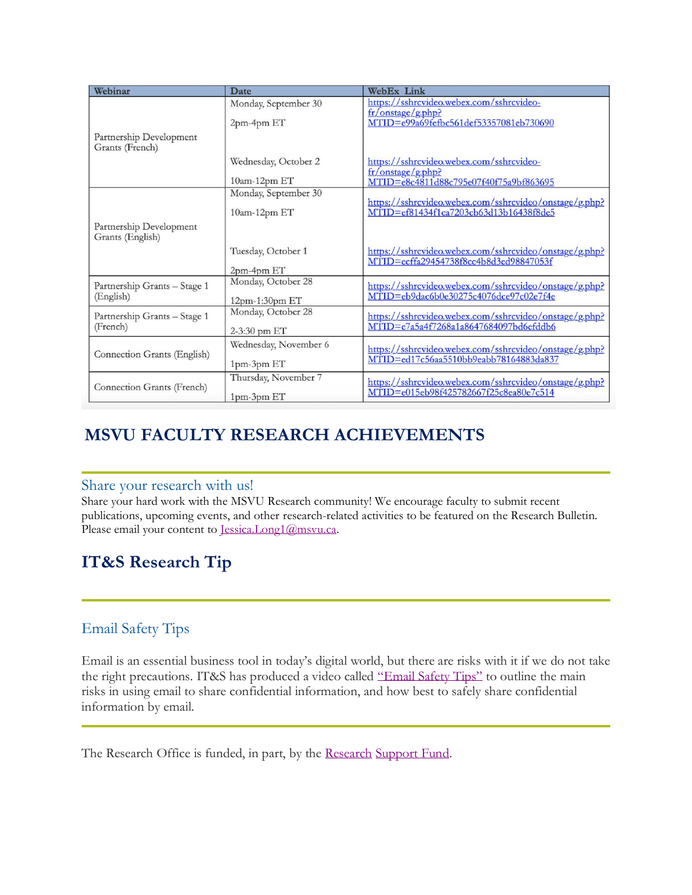| Webinar | Date | WebEx Link |
| --- | --- | --- |
| Partnership Development Grants (French) | Monday, September 30<br>2pm-4pm ET | https://sshrcvideo.webex.com/sshrcvideo-fr/onstage/g.php?MTID=e99a69fefbc561def53357081eb730690 |
| | Wednesday, October 2<br>10am-12pm ET | https://sshrcvideo.webex.com/sshrcvideo-fr/onstage/g.php?MTID=e8c4811d88c795e07f40f75a9bf863695 |
| Partnership Development Grants (English) | Monday, September 30<br>10am-12pm ET | https://sshrcvideo.webex.com/sshrcvideo/onstage/g.php?MTID=ef81434f1ca7203cb63d13b16438f8de5 |
| | Tuesday, October 1<br>2pm-4pm ET | https://sshrcvideo.webex.com/sshrcvideo/onstage/g.php?MTID=ecffa29454738f8cc4b8d3ed98847053f |
| Partnership Grants – Stage 1 (English) | Monday, October 28<br>12pm-1:30pm ET | https://sshrcvideo.webex.com/sshrcvideo/onstage/g.php?MTID=eb9dac6b0e30275c4076dce97c02e7f4e |
| Partnership Grants – Stage 1 (French) | Monday, October 28<br>2-3:30 pm ET | https://sshrcvideo.webex.com/sshrcvideo/onstage/g.php?MTID=e7a5a4f7268a1a8647684097bd6efddb6 |
| Connection Grants (English) | Wednesday, November 6<br>1pm-3pm ET | https://sshrcvideo.webex.com/sshrcvideo/onstage/g.php?MTID=ed17c56aa5510bb9eabb78164883da837 |
| Connection Grants (French) | Thursday, November 7<br>1pm-3pm ET | https://sshrcvideo.webex.com/sshrcvideo/onstage/g.php?MTID=e015eb98f425782667f25c8ea80e7c514 |

# MSVU FACULTY RESEARCH ACHIEVEMENTS

### Share your research with us!

Share your hard work with the MSVU Research community! We encourage faculty to submit recent publications, upcoming events, and other research-related activities to be featured on the Research Bulletin. Please email your content to Jessica.Long1@msvu.ca.

## IT&S Research Tip

### Email Safety Tips

Email is an essential business tool in today's digital world, but there are risks with it if we do not take the right precautions. IT&S has produced a video called "Email Safety Tips" to outline the main risks in using email to share confidential information, and how best to safely share confidential information by email.

The Research Office is funded, in part, by the Research Support Fund.